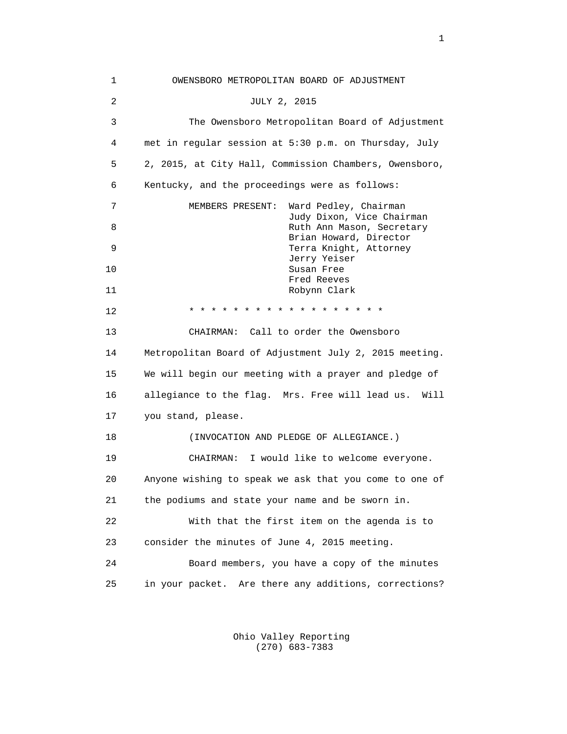# OWENSBORO METROPOLITAN BOARD OF ADJUSTMENT

## JULY 2, 2015

The Owensboro Metropolitan Board of Adjustment met in regular session at 5:30 p.m. on Thursday, July 2, 2015, at City Hall, Commission Chambers, Owensboro, Kentucky, and the proceedings were as follows:

MEMBERS PRESENT:
- Ward Pedley, Chairman
- Judy Dixon, Vice Chairman
- Ruth Ann Mason, Secretary
- Brian Howard, Director
- Terra Knight, Attorney
- Jerry Yeiser
- Susan Free
- Fred Reeves
- Robynn Clark

* * * * * * * * * * * * * * * * * * *

CHAIRMAN: Call to order the Owensboro Metropolitan Board of Adjustment July 2, 2015 meeting. We will begin our meeting with a prayer and pledge of allegiance to the flag. Mrs. Free will lead us. Will you stand, please.

(INVOCATION AND PLEDGE OF ALLEGIANCE.)

CHAIRMAN: I would like to welcome everyone. Anyone wishing to speak we ask that you come to one of the podiums and state your name and be sworn in.

With that the first item on the agenda is to consider the minutes of June 4, 2015 meeting.

Board members, you have a copy of the minutes in your packet. Are there any additions, corrections?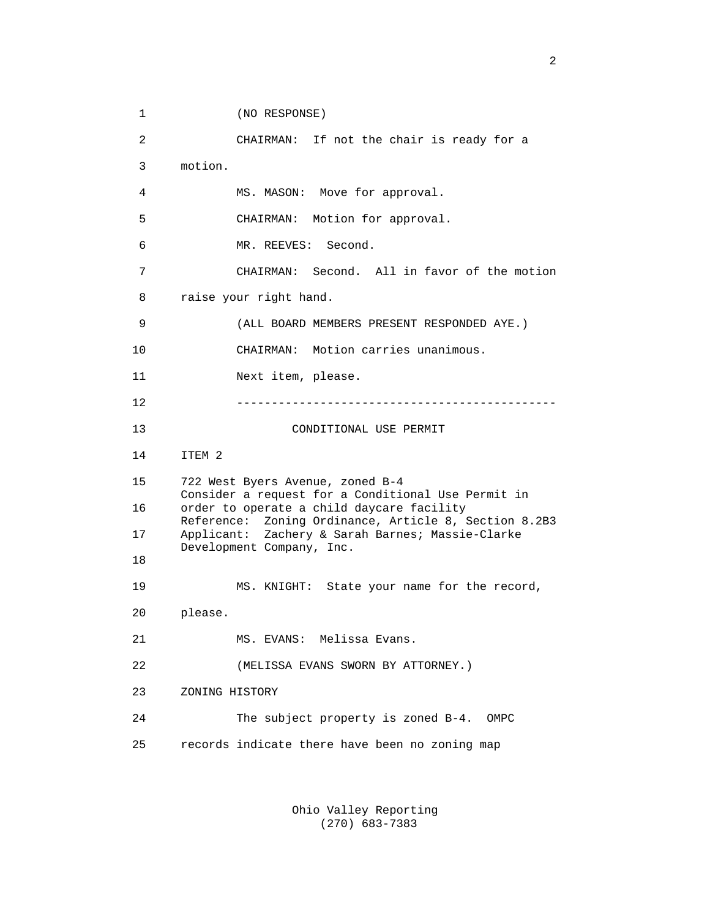(NO RESPONSE)

CHAIRMAN: If not the chair is ready for a motion.

MS. MASON: Move for approval.

CHAIRMAN: Motion for approval.

MR. REEVES: Second.

CHAIRMAN: Second. All in favor of the motion raise your right hand.

(ALL BOARD MEMBERS PRESENT RESPONDED AYE.)

CHAIRMAN: Motion carries unanimous.

Next item, please.

---

CONDITIONAL USE PERMIT

ITEM 2

722 West Byers Avenue, zoned B-4
Consider a request for a Conditional Use Permit in order to operate a child daycare facility
Reference: Zoning Ordinance, Article 8, Section 8.2B3
Applicant: Zachery & Sarah Barnes; Massie-Clarke Development Company, Inc.

MS. KNIGHT: State your name for the record, please.

MS. EVANS: Melissa Evans.

(MELISSA EVANS SWORN BY ATTORNEY.)

ZONING HISTORY

The subject property is zoned B-4. OMPC records indicate there have been no zoning map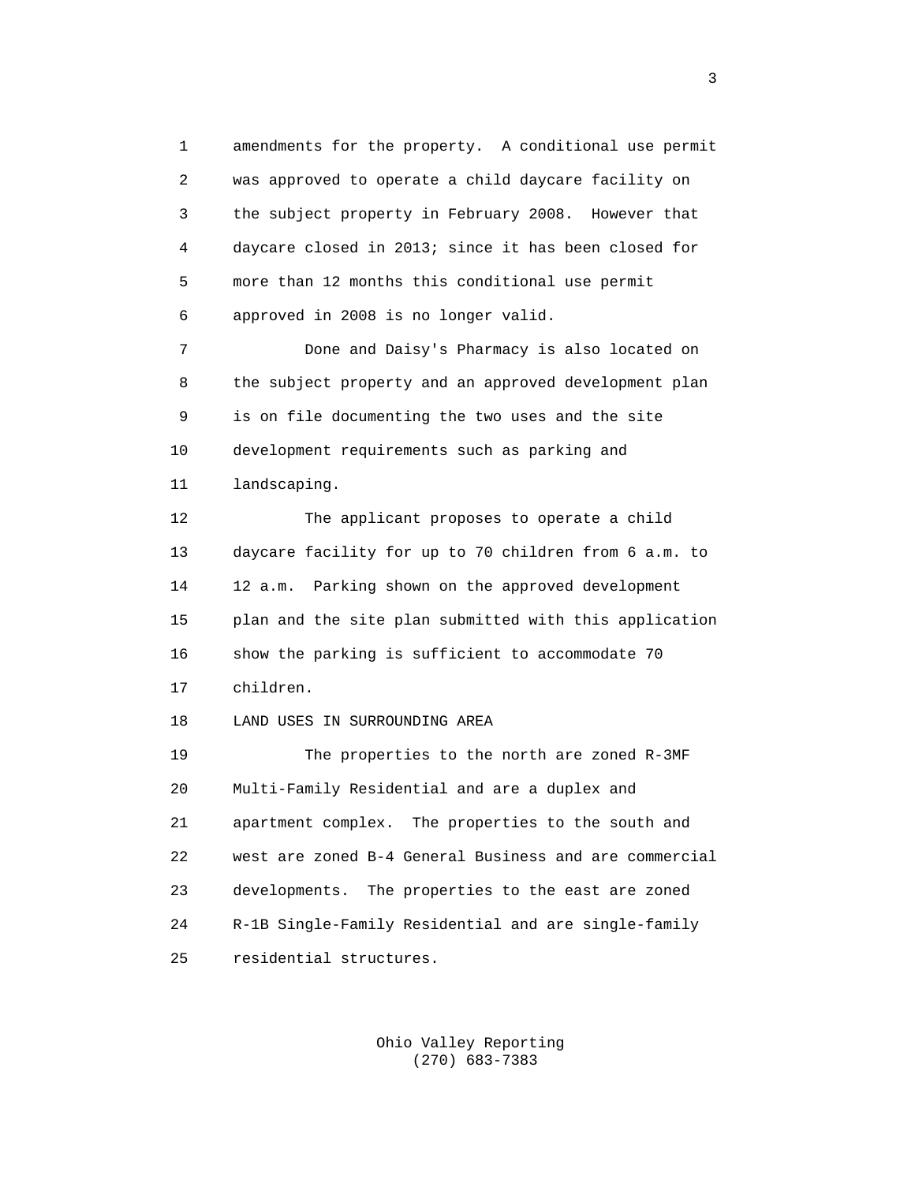amendments for the property. A conditional use permit was approved to operate a child daycare facility on the subject property in February 2008. However that daycare closed in 2013; since it has been closed for more than 12 months this conditional use permit approved in 2008 is no longer valid.

Done and Daisy's Pharmacy is also located on the subject property and an approved development plan is on file documenting the two uses and the site development requirements such as parking and landscaping.

The applicant proposes to operate a child daycare facility for up to 70 children from 6 a.m. to 12 a.m. Parking shown on the approved development plan and the site plan submitted with this application show the parking is sufficient to accommodate 70 children.

LAND USES IN SURROUNDING AREA

The properties to the north are zoned R-3MF Multi-Family Residential and are a duplex and apartment complex. The properties to the south and west are zoned B-4 General Business and are commercial developments. The properties to the east are zoned R-1B Single-Family Residential and are single-family residential structures.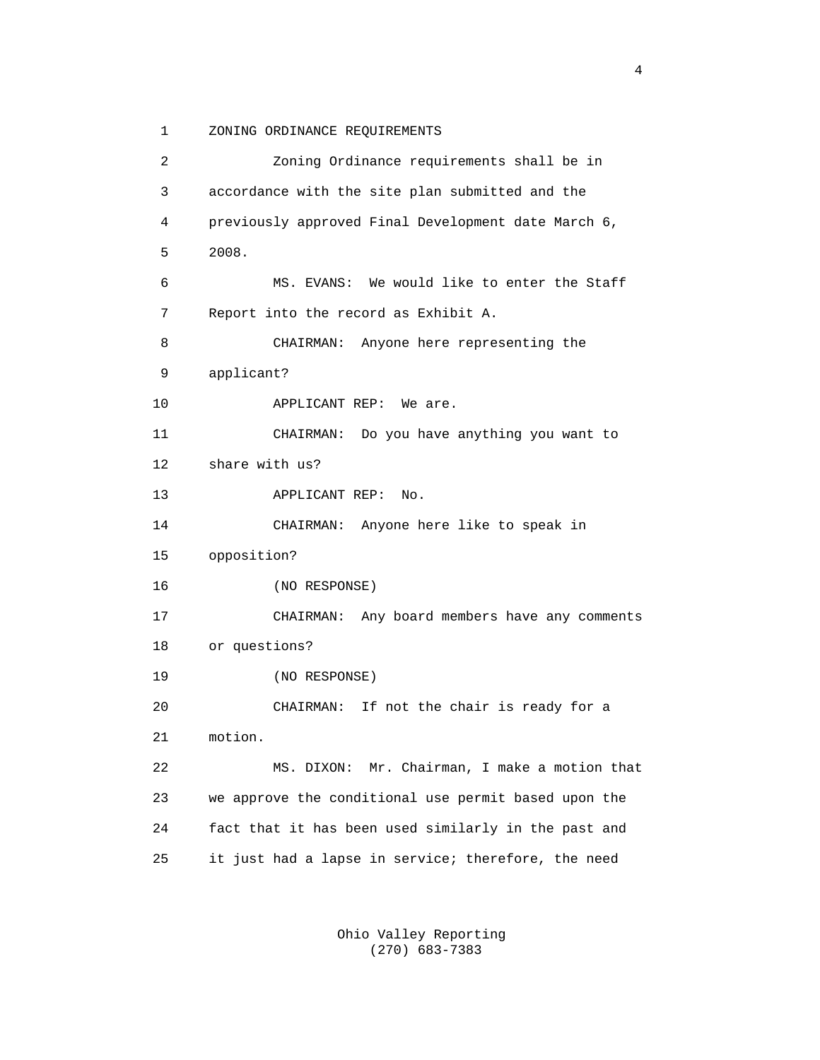ZONING ORDINANCE REQUIREMENTS

Zoning Ordinance requirements shall be in accordance with the site plan submitted and the previously approved Final Development date March 6, 2008.

MS. EVANS: We would like to enter the Staff Report into the record as Exhibit A.

CHAIRMAN: Anyone here representing the applicant?

APPLICANT REP: We are.

CHAIRMAN: Do you have anything you want to share with us?

APPLICANT REP: No.

CHAIRMAN: Anyone here like to speak in opposition?

(NO RESPONSE)

CHAIRMAN: Any board members have any comments or questions?

(NO RESPONSE)

CHAIRMAN: If not the chair is ready for a motion.

MS. DIXON: Mr. Chairman, I make a motion that we approve the conditional use permit based upon the fact that it has been used similarly in the past and it just had a lapse in service; therefore, the need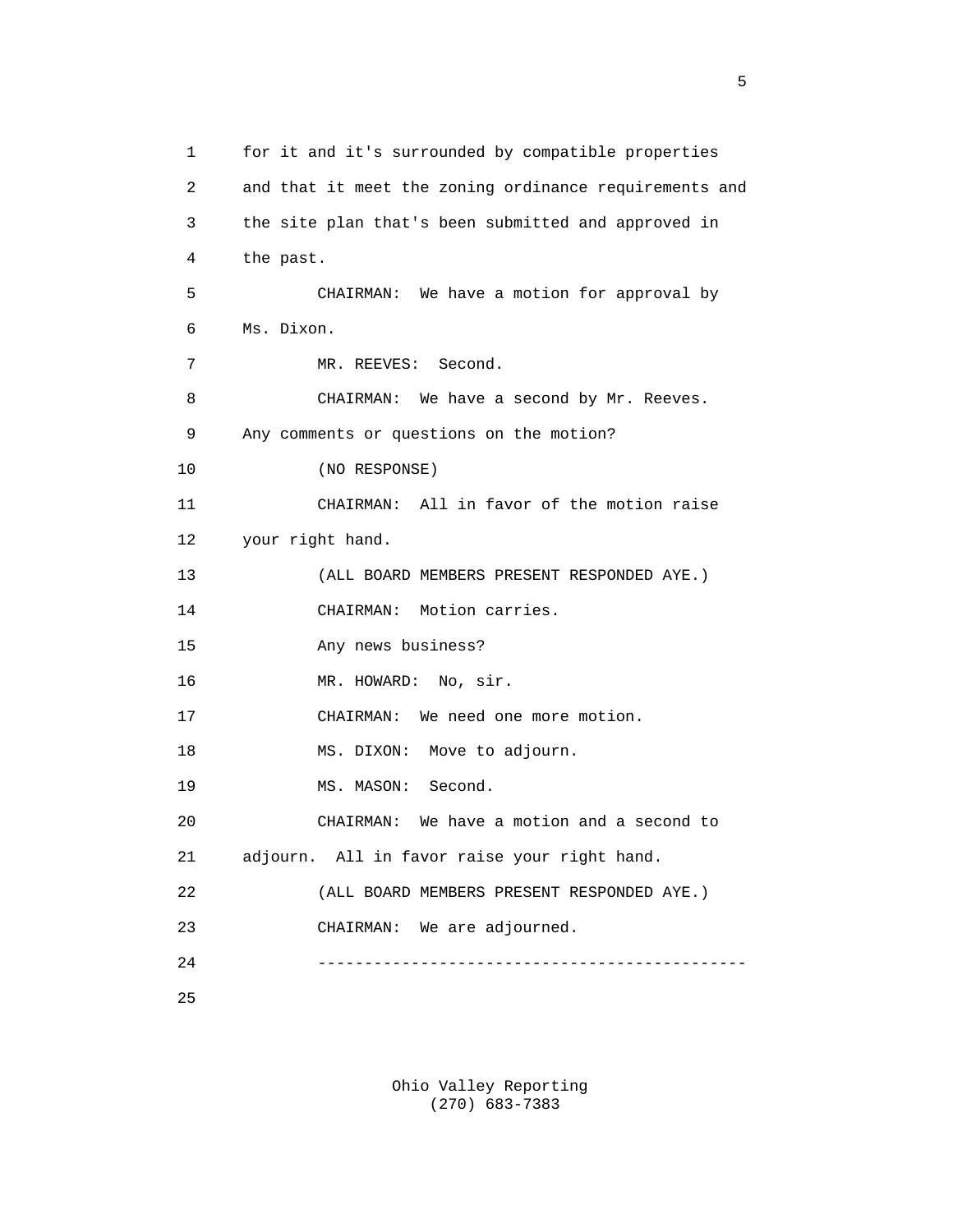for it and it's surrounded by compatible properties and that it meet the zoning ordinance requirements and the site plan that's been submitted and approved in the past.

CHAIRMAN: We have a motion for approval by Ms. Dixon.

MR. REEVES: Second.

CHAIRMAN: We have a second by Mr. Reeves. Any comments or questions on the motion?

(NO RESPONSE)

CHAIRMAN: All in favor of the motion raise your right hand.

(ALL BOARD MEMBERS PRESENT RESPONDED AYE.)

CHAIRMAN: Motion carries.

Any news business?

MR. HOWARD: No, sir.

CHAIRMAN: We need one more motion.

MS. DIXON: Move to adjourn.

MS. MASON: Second.

CHAIRMAN: We have a motion and a second to adjourn. All in favor raise your right hand.

(ALL BOARD MEMBERS PRESENT RESPONDED AYE.)

CHAIRMAN: We are adjourned.

----------------------------------------------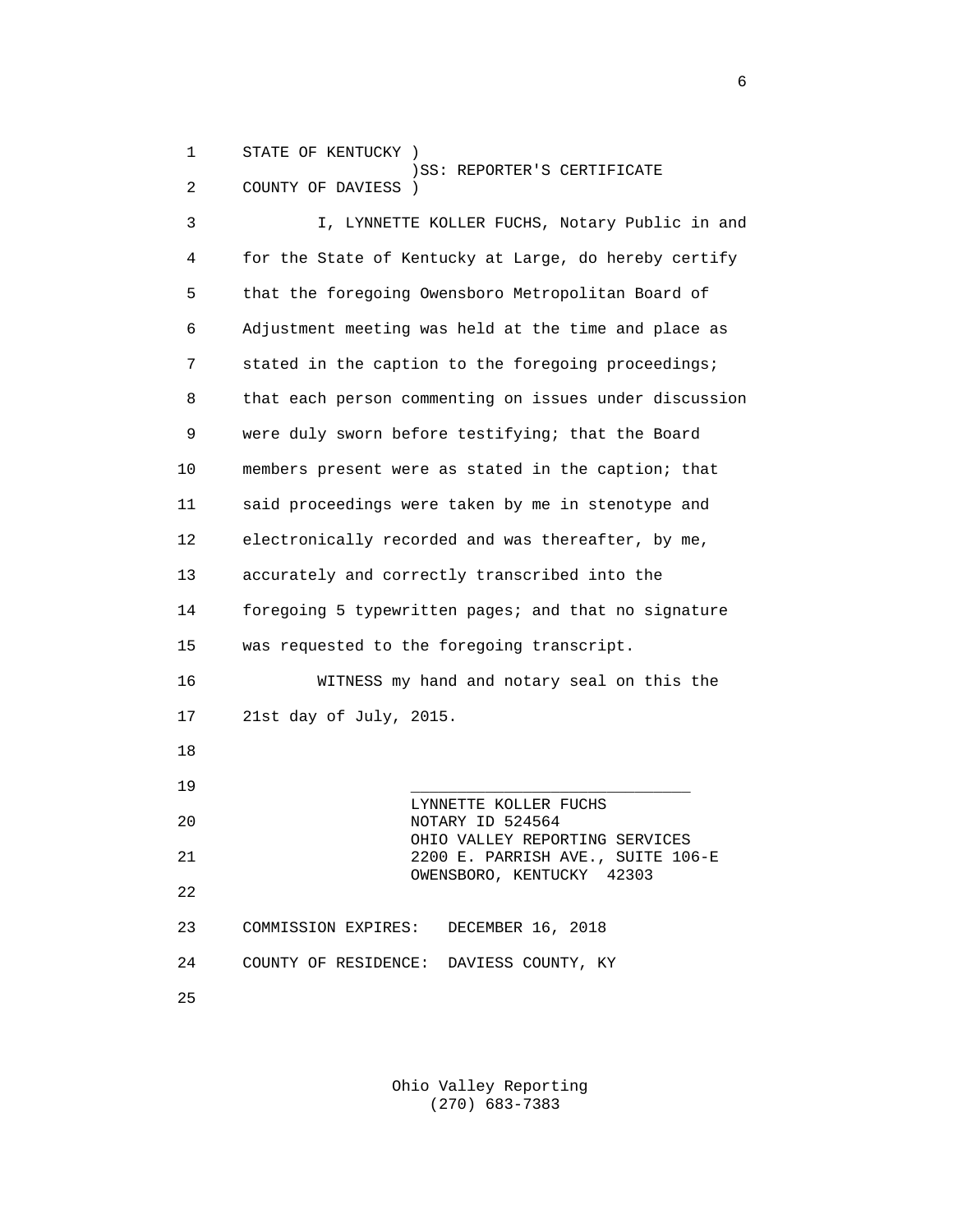STATE OF KENTUCKY )
)SS: REPORTER'S CERTIFICATE
COUNTY OF DAVIESS )

I, LYNNETTE KOLLER FUCHS, Notary Public in and for the State of Kentucky at Large, do hereby certify that the foregoing Owensboro Metropolitan Board of Adjustment meeting was held at the time and place as stated in the caption to the foregoing proceedings; that each person commenting on issues under discussion were duly sworn before testifying; that the Board members present were as stated in the caption; that said proceedings were taken by me in stenotype and electronically recorded and was thereafter, by me, accurately and correctly transcribed into the foregoing 5 typewritten pages; and that no signature was requested to the foregoing transcript.

WITNESS my hand and notary seal on this the 21st day of July, 2015.

\_\_\_\_\_\_\_\_\_\_\_\_\_\_\_\_\_\_\_\_\_\_\_\_\_\_\_\_\_\_

LYNNETTE KOLLER FUCHS
NOTARY ID 524564
OHIO VALLEY REPORTING SERVICES
2200 E. PARRISH AVE., SUITE 106-E
OWENSBORO, KENTUCKY 42303

COMMISSION EXPIRES: DECEMBER 16, 2018

COUNTY OF RESIDENCE: DAVIESS COUNTY, KY